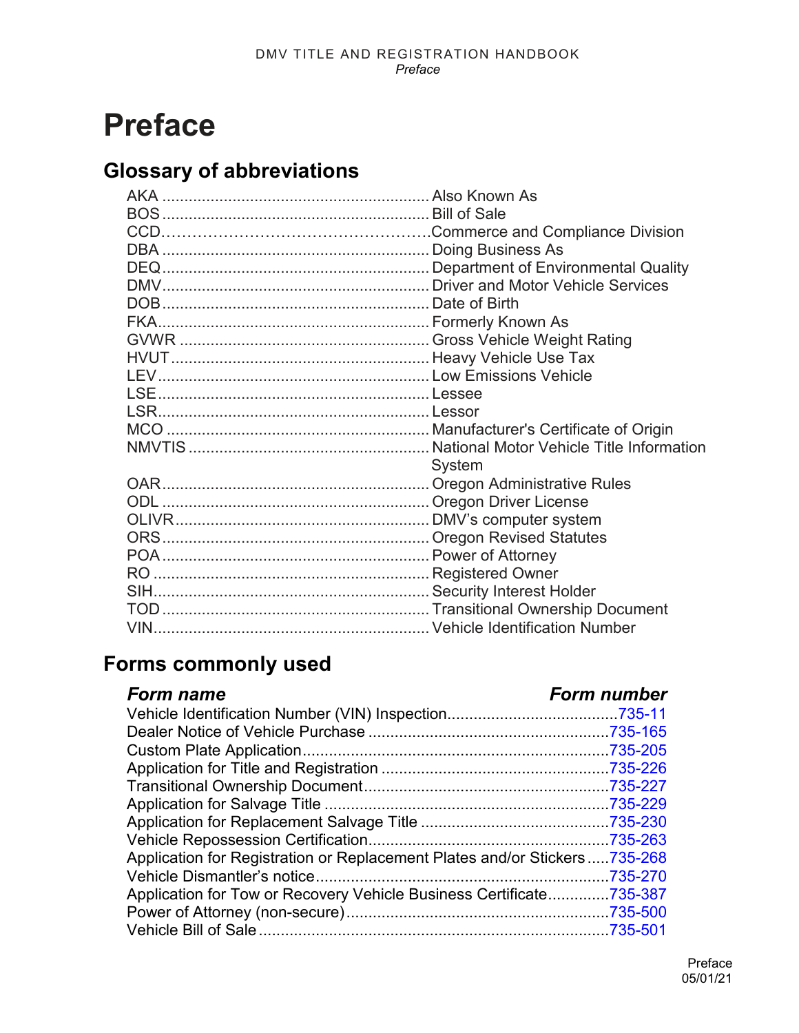# Preface

## Glossary of abbreviations

| Abbreviation | Meaning |
|---|---|
| AKA | Also Known As |
| BOS | Bill of Sale |
| CCD | Commerce and Compliance Division |
| DBA | Doing Business As |
| DEQ | Department of Environmental Quality |
| DMV | Driver and Motor Vehicle Services |
| DOB | Date of Birth |
| FKA | Formerly Known As |
| GVWR | Gross Vehicle Weight Rating |
| HVUT | Heavy Vehicle Use Tax |
| LEV | Low Emissions Vehicle |
| LSE | Lessee |
| LSR | Lessor |
| MCO | Manufacturer's Certificate of Origin |
| NMVTIS | National Motor Vehicle Title Information System |
| OAR | Oregon Administrative Rules |
| ODL | Oregon Driver License |
| OLIVR | DMV's computer system |
| ORS | Oregon Revised Statutes |
| POA | Power of Attorney |
| RO | Registered Owner |
| SIH | Security Interest Holder |
| TOD | Transitional Ownership Document |
| VIN | Vehicle Identification Number |

## Forms commonly used

| *Form name* | *Form number* |
|---|---|
| Vehicle Identification Number (VIN) Inspection | 735-11 |
| Dealer Notice of Vehicle Purchase | 735-165 |
| Custom Plate Application | 735-205 |
| Application for Title and Registration | 735-226 |
| Transitional Ownership Document | 735-227 |
| Application for Salvage Title | 735-229 |
| Application for Replacement Salvage Title | 735-230 |
| Vehicle Repossession Certification | 735-263 |
| Application for Registration or Replacement Plates and/or Stickers | 735-268 |
| Vehicle Dismantler's notice | 735-270 |
| Application for Tow or Recovery Vehicle Business Certificate | 735-387 |
| Power of Attorney (non-secure) | 735-500 |
| Vehicle Bill of Sale | 735-501 |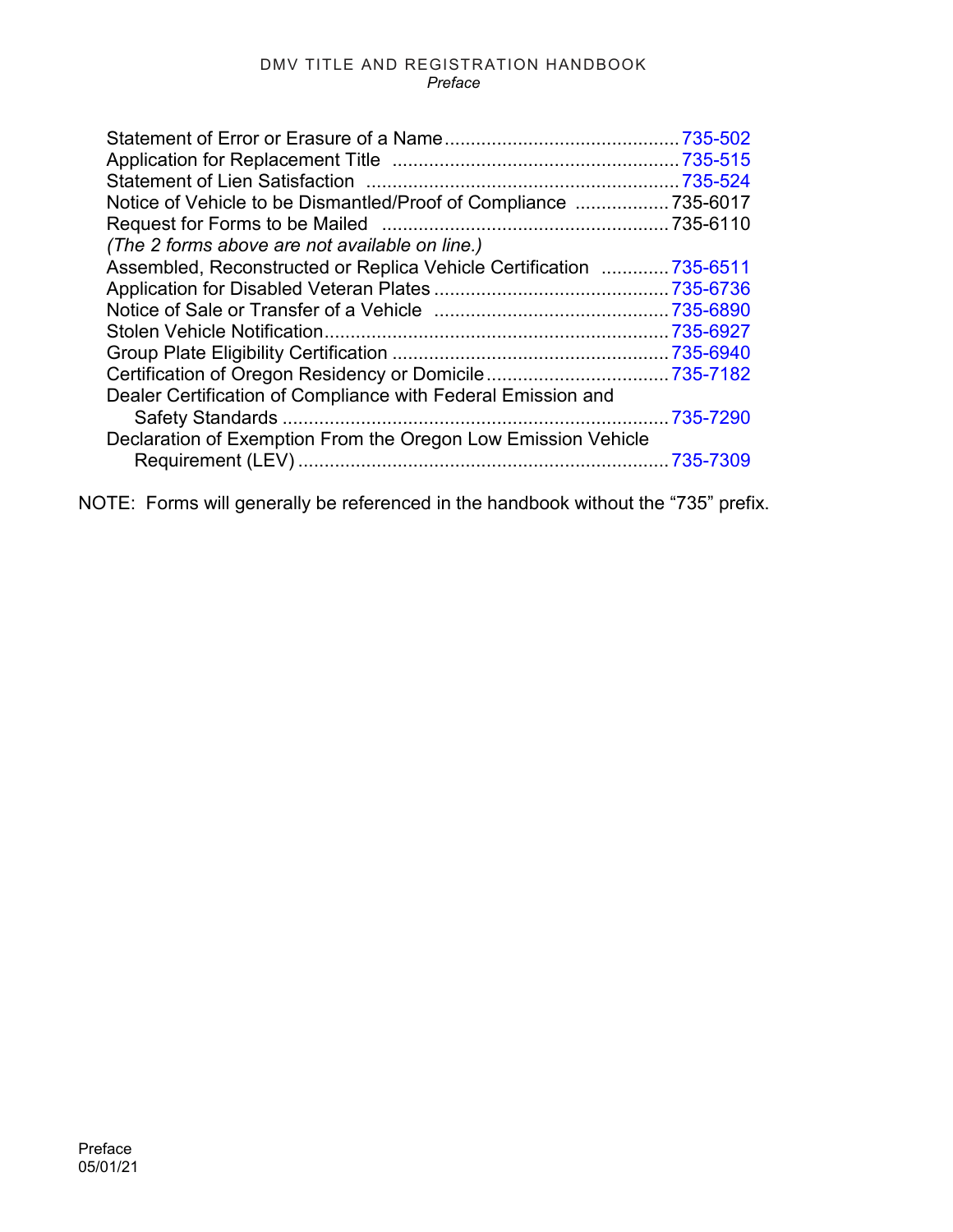Statement of Error or Erasure of a Name ............................................ 735-502
Application for Replacement Title ...................................................... 735-515
Statement of Lien Satisfaction ............................................................ 735-524
Notice of Vehicle to be Dismantled/Proof of Compliance .................. 735-6017
Request for Forms to be Mailed ...................................................... 735-6110
*(The 2 forms above are not available on line.)*
Assembled, Reconstructed or Replica Vehicle Certification ............. 735-6511
Application for Disabled Veteran Plates ............................................ 735-6736
Notice of Sale or Transfer of a Vehicle ............................................ 735-6890
Stolen Vehicle Notification................................................................. 735-6927
Group Plate Eligibility Certification .................................................... 735-6940
Certification of Oregon Residency or Domicile.................................. 735-7182
Dealer Certification of Compliance with Federal Emission and
Safety Standards ......................................................................... 735-7290
Declaration of Exemption From the Oregon Low Emission Vehicle
Requirement (LEV) ...................................................................... 735-7309

NOTE: Forms will generally be referenced in the handbook without the “735” prefix.